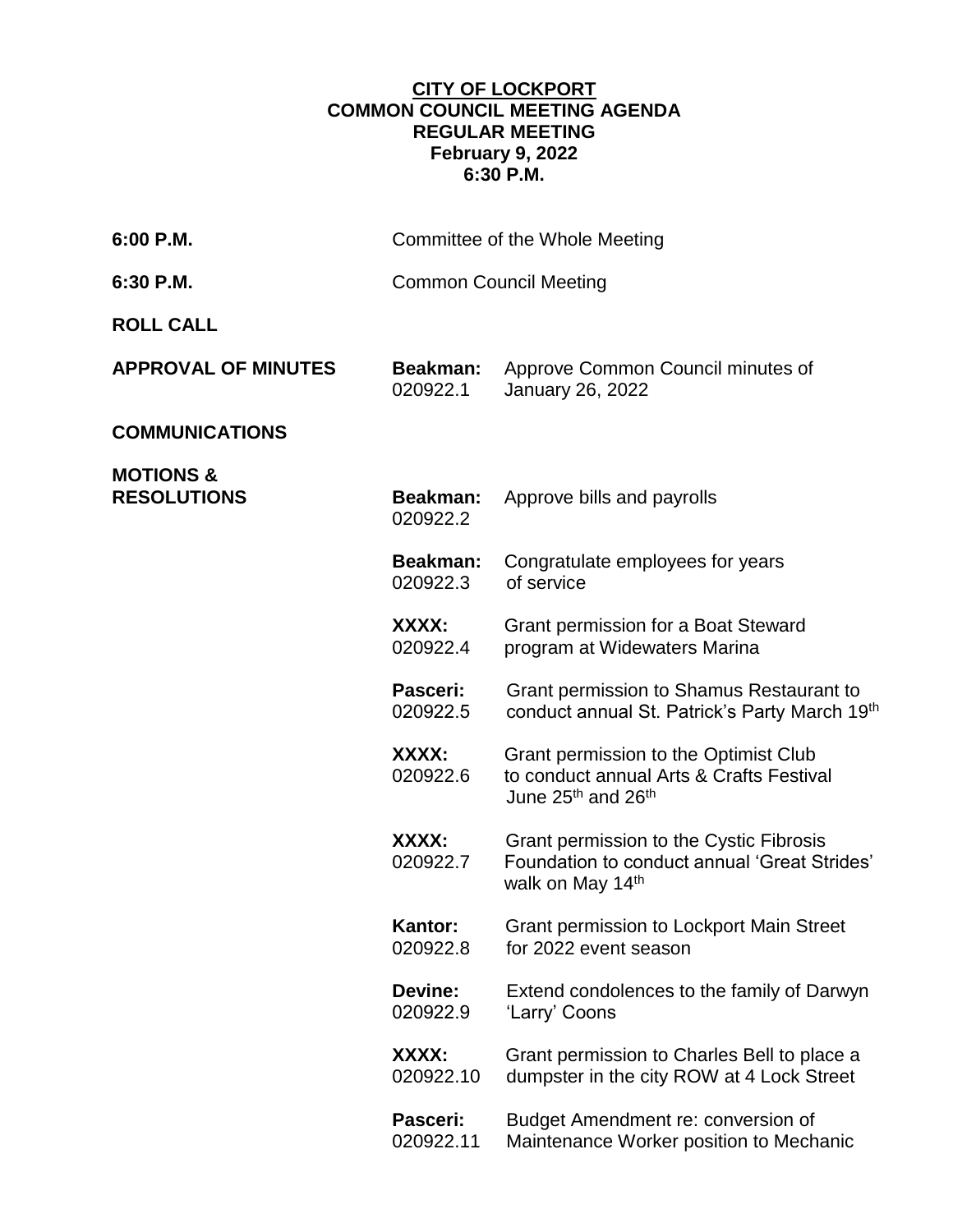# CITY OF LOCKPORT
## COMMON COUNCIL MEETING AGENDA
## REGULAR MEETING
## February 9, 2022
## 6:30 P.M.

| | | |
|---|---|---|
| **6:00 P.M.** | Committee of the Whole Meeting | |
| **6:30 P.M.** | Common Council Meeting | |
| **ROLL CALL** | | |
| **APPROVAL OF MINUTES** | **Beakman:** 020922.1 | Approve Common Council minutes of January 26, 2022 |
| **COMMUNICATIONS** | | |
| **MOTIONS & RESOLUTIONS** | **Beakman:** 020922.2 | Approve bills and payrolls |
| | **Beakman:** 020922.3 | Congratulate employees for years of service |
| | **XXXX:** 020922.4 | Grant permission for a Boat Steward program at Widewaters Marina |
| | **Pasceri:** 020922.5 | Grant permission to Shamus Restaurant to conduct annual St. Patrick's Party March 19th |
| | **XXXX:** 020922.6 | Grant permission to the Optimist Club to conduct annual Arts & Crafts Festival June 25th and 26th |
| | **XXXX:** 020922.7 | Grant permission to the Cystic Fibrosis Foundation to conduct annual 'Great Strides' walk on May 14th |
| | **Kantor:** 020922.8 | Grant permission to Lockport Main Street for 2022 event season |
| | **Devine:** 020922.9 | Extend condolences to the family of Darwyn 'Larry' Coons |
| | **XXXX:** 020922.10 | Grant permission to Charles Bell to place a dumpster in the city ROW at 4 Lock Street |
| | **Pasceri:** 020922.11 | Budget Amendment re: conversion of Maintenance Worker position to Mechanic |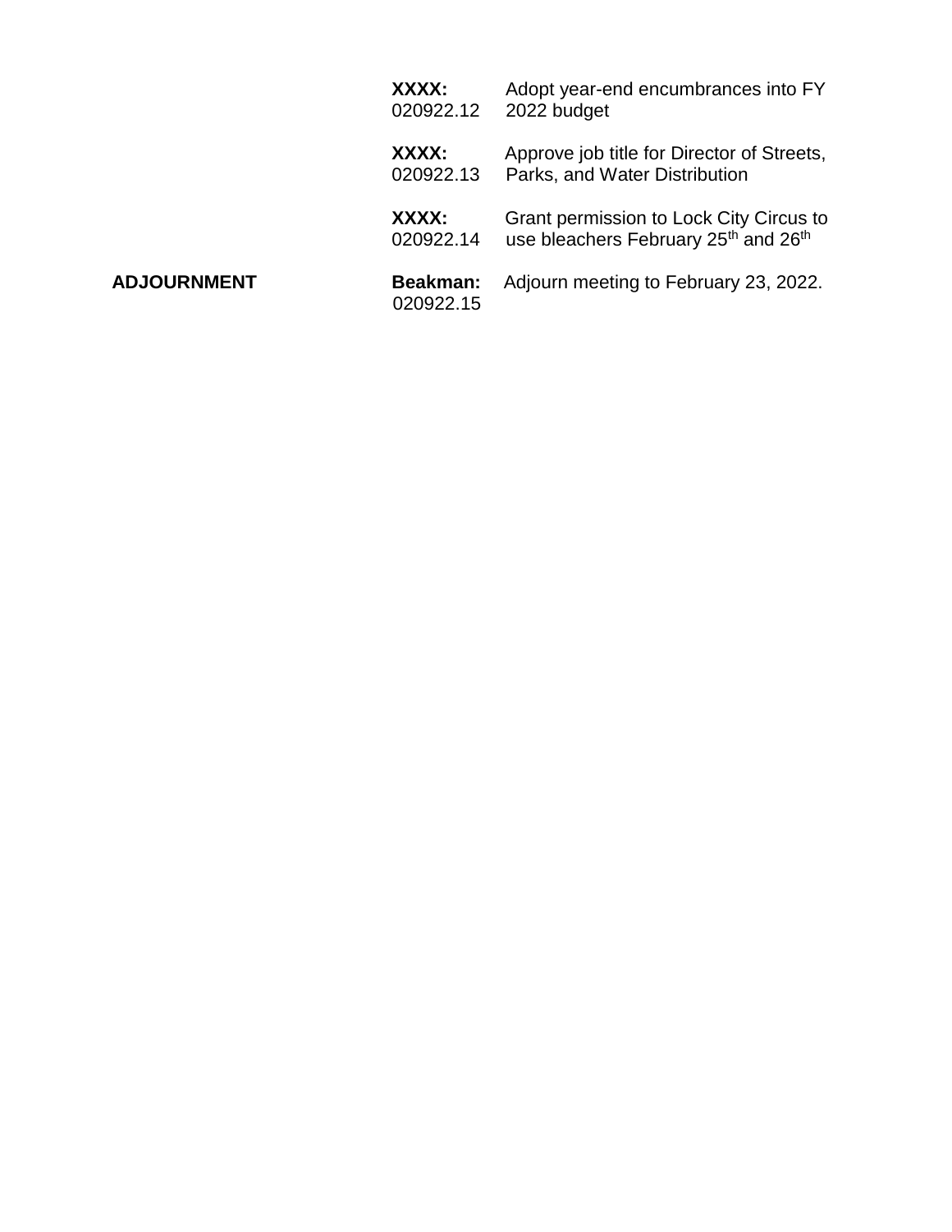| | | |
|---|---|---|
| | **XXXX:** 020922.12 | Adopt year-end encumbrances into FY 2022 budget |
| | **XXXX:** 020922.13 | Approve job title for Director of Streets, Parks, and Water Distribution |
| | **XXXX:** 020922.14 | Grant permission to Lock City Circus to use bleachers February 25th and 26th |
| **ADJOURNMENT** | **Beakman:** 020922.15 | Adjourn meeting to February 23, 2022. |